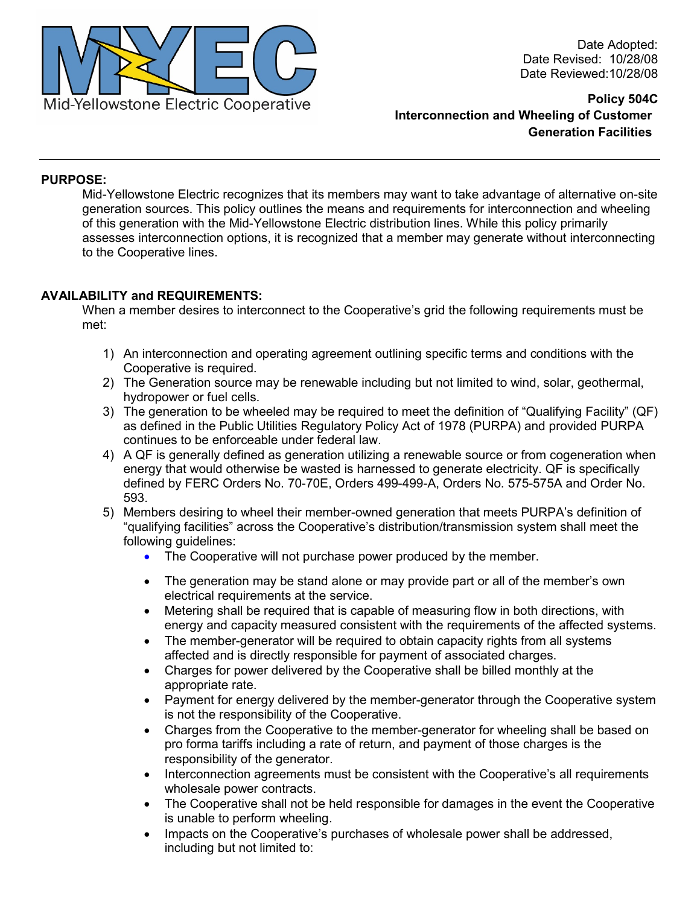Mid-Yellowstone Electric Cooperative

Date Adopted:
Date Revised: 10/28/08
Date Reviewed:10/28/08

**Policy 504C**
**Interconnection and Wheeling of Customer Generation Facilities**

---

**PURPOSE:**

Mid-Yellowstone Electric recognizes that its members may want to take advantage of alternative on-site generation sources. This policy outlines the means and requirements for interconnection and wheeling of this generation with the Mid-Yellowstone Electric distribution lines. While this policy primarily assesses interconnection options, it is recognized that a member may generate without interconnecting to the Cooperative lines.

**AVAILABILITY and REQUIREMENTS:**

When a member desires to interconnect to the Cooperative's grid the following requirements must be met:

1) An interconnection and operating agreement outlining specific terms and conditions with the Cooperative is required.
2) The Generation source may be renewable including but not limited to wind, solar, geothermal, hydropower or fuel cells.
3) The generation to be wheeled may be required to meet the definition of "Qualifying Facility" (QF) as defined in the Public Utilities Regulatory Policy Act of 1978 (PURPA) and provided PURPA continues to be enforceable under federal law.
4) A QF is generally defined as generation utilizing a renewable source or from cogeneration when energy that would otherwise be wasted is harnessed to generate electricity. QF is specifically defined by FERC Orders No. 70-70E, Orders 499-499-A, Orders No. 575-575A and Order No. 593.
5) Members desiring to wheel their member-owned generation that meets PURPA's definition of "qualifying facilities" across the Cooperative's distribution/transmission system shall meet the following guidelines:
   - The Cooperative will not purchase power produced by the member.
   - The generation may be stand alone or may provide part or all of the member's own electrical requirements at the service.
   - Metering shall be required that is capable of measuring flow in both directions, with energy and capacity measured consistent with the requirements of the affected systems.
   - The member-generator will be required to obtain capacity rights from all systems affected and is directly responsible for payment of associated charges.
   - Charges for power delivered by the Cooperative shall be billed monthly at the appropriate rate.
   - Payment for energy delivered by the member-generator through the Cooperative system is not the responsibility of the Cooperative.
   - Charges from the Cooperative to the member-generator for wheeling shall be based on pro forma tariffs including a rate of return, and payment of those charges is the responsibility of the generator.
   - Interconnection agreements must be consistent with the Cooperative's all requirements wholesale power contracts.
   - The Cooperative shall not be held responsible for damages in the event the Cooperative is unable to perform wheeling.
   - Impacts on the Cooperative's purchases of wholesale power shall be addressed, including but not limited to: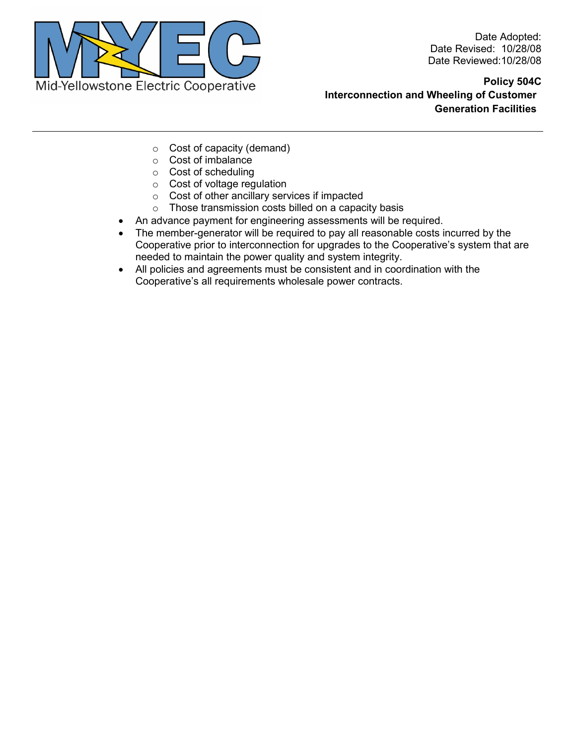- Cost of capacity (demand)
  - Cost of imbalance
  - Cost of scheduling
  - Cost of voltage regulation
  - Cost of other ancillary services if impacted
  - Those transmission costs billed on a capacity basis
- An advance payment for engineering assessments will be required.
- The member-generator will be required to pay all reasonable costs incurred by the Cooperative prior to interconnection for upgrades to the Cooperative's system that are needed to maintain the power quality and system integrity.
- All policies and agreements must be consistent and in coordination with the Cooperative's all requirements wholesale power contracts.